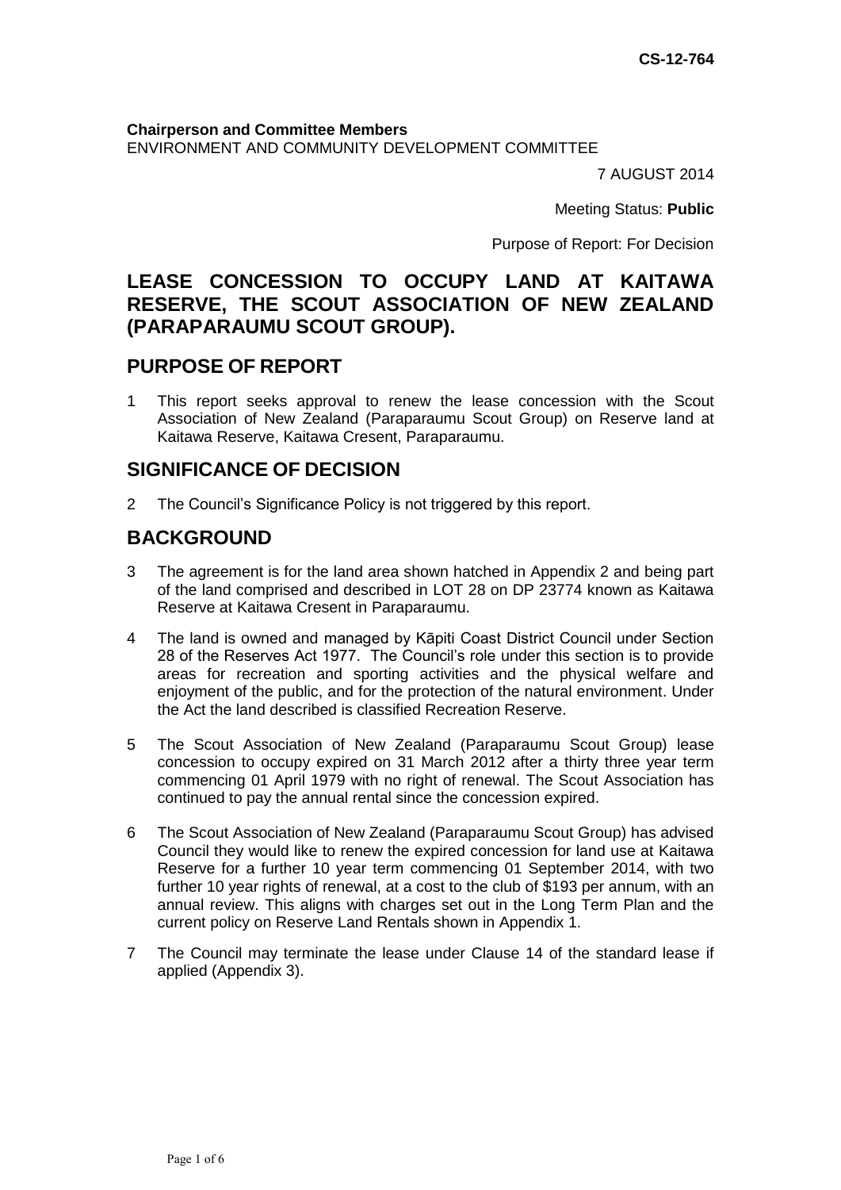CS-12-764

**Chairperson and Committee Members**
ENVIRONMENT AND COMMUNITY DEVELOPMENT COMMITTEE

7 AUGUST 2014

Meeting Status: **Public**

Purpose of Report: For Decision

# LEASE CONCESSION TO OCCUPY LAND AT KAITAWA RESERVE, THE SCOUT ASSOCIATION OF NEW ZEALAND (PARAPARAUMU SCOUT GROUP).

## PURPOSE OF REPORT

1 This report seeks approval to renew the lease concession with the Scout Association of New Zealand (Paraparaumu Scout Group) on Reserve land at Kaitawa Reserve, Kaitawa Cresent, Paraparaumu.

## SIGNIFICANCE OF DECISION

2 The Council's Significance Policy is not triggered by this report.

## BACKGROUND

3 The agreement is for the land area shown hatched in Appendix 2 and being part of the land comprised and described in LOT 28 on DP 23774 known as Kaitawa Reserve at Kaitawa Cresent in Paraparaumu.

4 The land is owned and managed by Kāpiti Coast District Council under Section 28 of the Reserves Act 1977. The Council's role under this section is to provide areas for recreation and sporting activities and the physical welfare and enjoyment of the public, and for the protection of the natural environment. Under the Act the land described is classified Recreation Reserve.

5 The Scout Association of New Zealand (Paraparaumu Scout Group) lease concession to occupy expired on 31 March 2012 after a thirty three year term commencing 01 April 1979 with no right of renewal. The Scout Association has continued to pay the annual rental since the concession expired.

6 The Scout Association of New Zealand (Paraparaumu Scout Group) has advised Council they would like to renew the expired concession for land use at Kaitawa Reserve for a further 10 year term commencing 01 September 2014, with two further 10 year rights of renewal, at a cost to the club of $193 per annum, with an annual review. This aligns with charges set out in the Long Term Plan and the current policy on Reserve Land Rentals shown in Appendix 1.

7 The Council may terminate the lease under Clause 14 of the standard lease if applied (Appendix 3).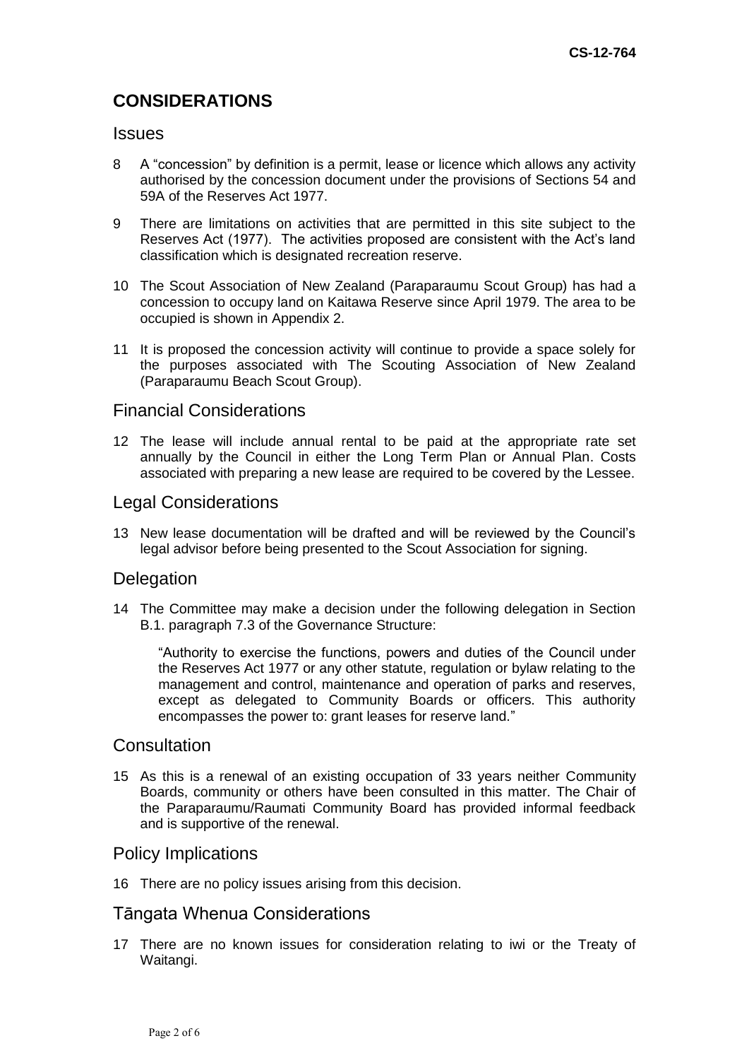## CONSIDERATIONS

### Issues

8 A "concession" by definition is a permit, lease or licence which allows any activity authorised by the concession document under the provisions of Sections 54 and 59A of the Reserves Act 1977.

9 There are limitations on activities that are permitted in this site subject to the Reserves Act (1977). The activities proposed are consistent with the Act's land classification which is designated recreation reserve.

10 The Scout Association of New Zealand (Paraparaumu Scout Group) has had a concession to occupy land on Kaitawa Reserve since April 1979. The area to be occupied is shown in Appendix 2.

11 It is proposed the concession activity will continue to provide a space solely for the purposes associated with The Scouting Association of New Zealand (Paraparaumu Beach Scout Group).

### Financial Considerations

12 The lease will include annual rental to be paid at the appropriate rate set annually by the Council in either the Long Term Plan or Annual Plan. Costs associated with preparing a new lease are required to be covered by the Lessee.

### Legal Considerations

13 New lease documentation will be drafted and will be reviewed by the Council's legal advisor before being presented to the Scout Association for signing.

### Delegation

14 The Committee may make a decision under the following delegation in Section B.1. paragraph 7.3 of the Governance Structure:

> "Authority to exercise the functions, powers and duties of the Council under the Reserves Act 1977 or any other statute, regulation or bylaw relating to the management and control, maintenance and operation of parks and reserves, except as delegated to Community Boards or officers. This authority encompasses the power to: grant leases for reserve land."

### Consultation

15 As this is a renewal of an existing occupation of 33 years neither Community Boards, community or others have been consulted in this matter. The Chair of the Paraparaumu/Raumati Community Board has provided informal feedback and is supportive of the renewal.

### Policy Implications

16 There are no policy issues arising from this decision.

### Tāngata Whenua Considerations

17 There are no known issues for consideration relating to iwi or the Treaty of Waitangi.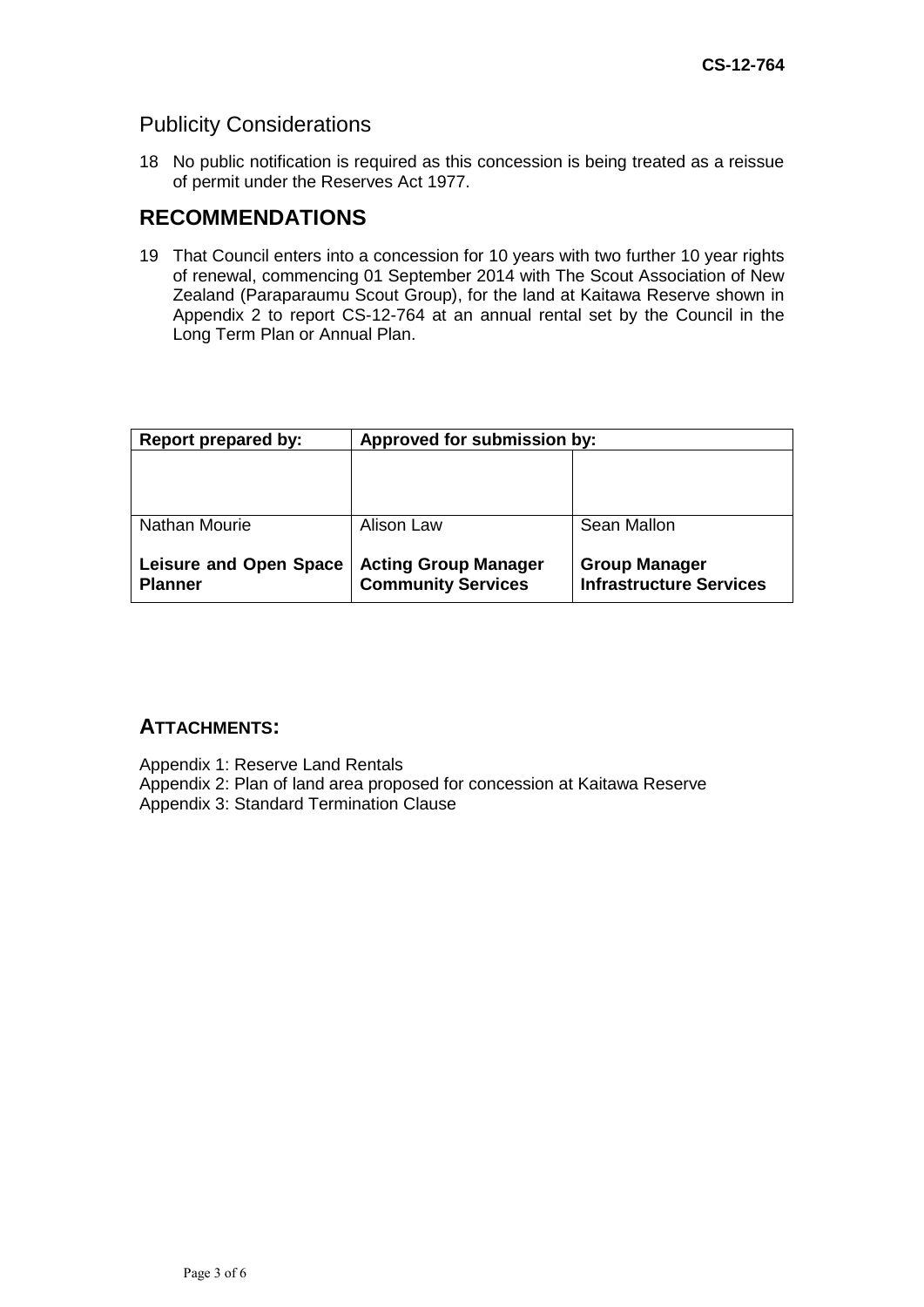## Publicity Considerations

18 No public notification is required as this concession is being treated as a reissue of permit under the Reserves Act 1977.

# RECOMMENDATIONS

19 That Council enters into a concession for 10 years with two further 10 year rights of renewal, commencing 01 September 2014 with The Scout Association of New Zealand (Paraparaumu Scout Group), for the land at Kaitawa Reserve shown in Appendix 2 to report CS-12-764 at an annual rental set by the Council in the Long Term Plan or Annual Plan.

| Report prepared by: | Approved for submission by: | |
|---|---|---|
| | | |
| Nathan Mourie<br><br>**Leisure and Open Space Planner** | Alison Law<br><br>**Acting Group Manager Community Services** | Sean Mallon<br><br>**Group Manager Infrastructure Services** |

## ATTACHMENTS:

Appendix 1: Reserve Land Rentals
Appendix 2: Plan of land area proposed for concession at Kaitawa Reserve
Appendix 3: Standard Termination Clause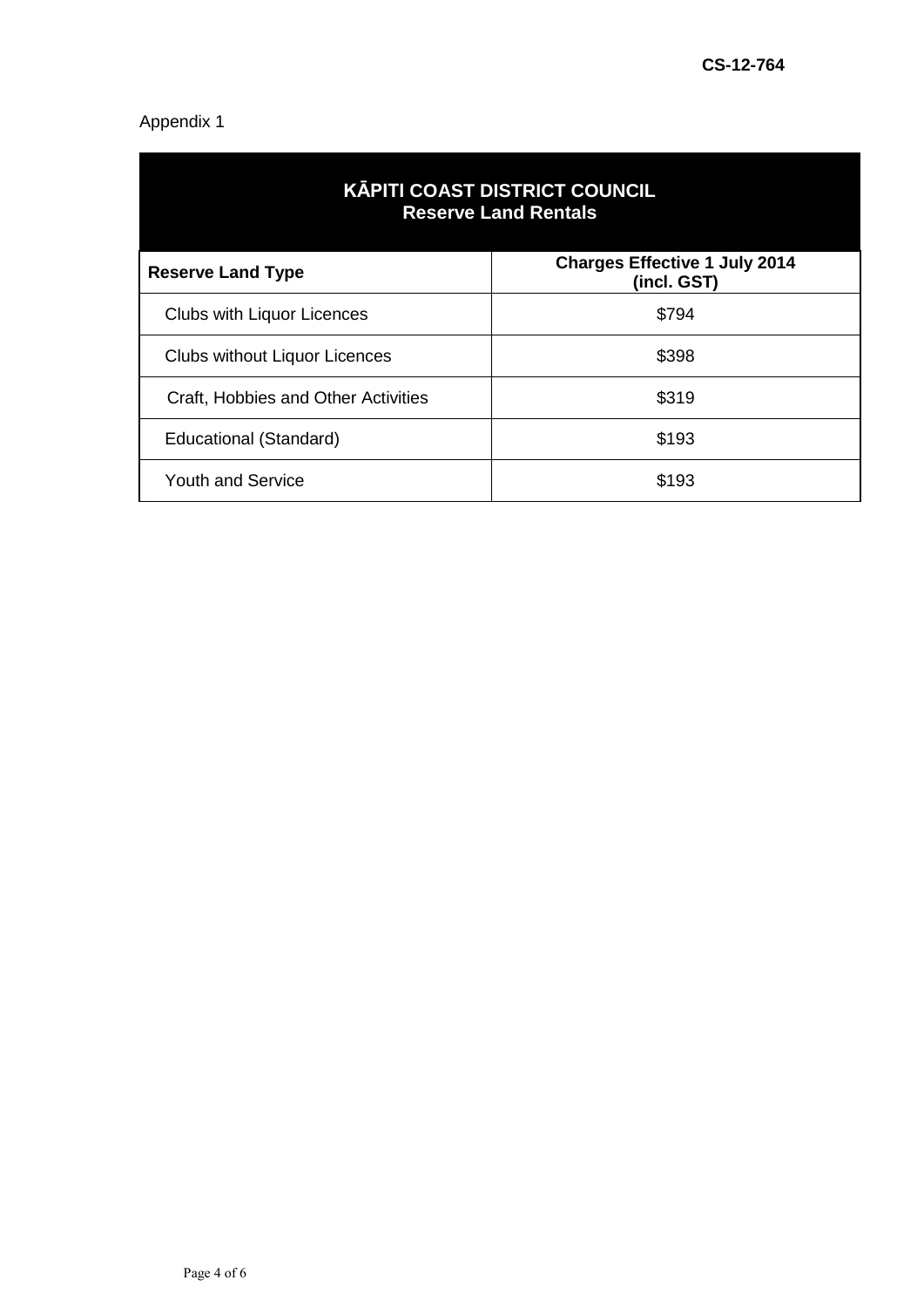CS-12-764

Appendix 1

| KĀPITI COAST DISTRICT COUNCIL<br>Reserve Land Rentals | |
|---|---|
| **Reserve Land Type** | **Charges Effective 1 July 2014 (incl. GST)** |
| Clubs with Liquor Licences | $794 |
| Clubs without Liquor Licences | $398 |
| Craft, Hobbies and Other Activities | $319 |
| Educational (Standard) | $193 |
| Youth and Service | $193 |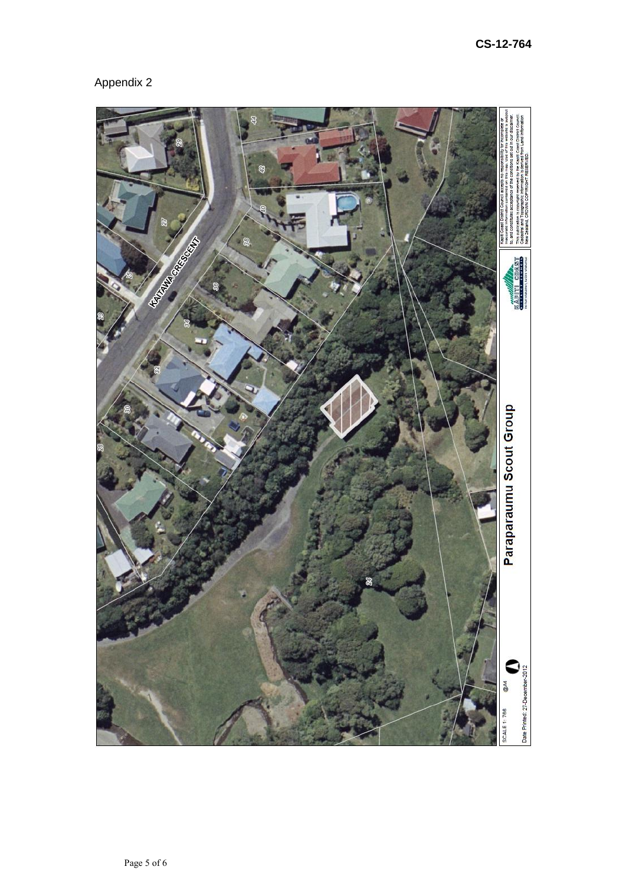CS-12-764

Appendix 2

KAITAWA CRESCENT

Paraparaumu Scout Group

SCALE 1: 768 @A4

Date Printed: 27-December-2012

Kapiti Coast District Council accepts no responsibility for incomplete or inaccurate information contained on this map. Use of this website is subject to, and constitutes acceptance of the conditions set out in our disclaimer. This publication is copyright reserved by the Kapiti Coast District Council. Cadastral and Topographic information is derived from Land Information New Zealand. CROWN COPYRIGHT RESERVED.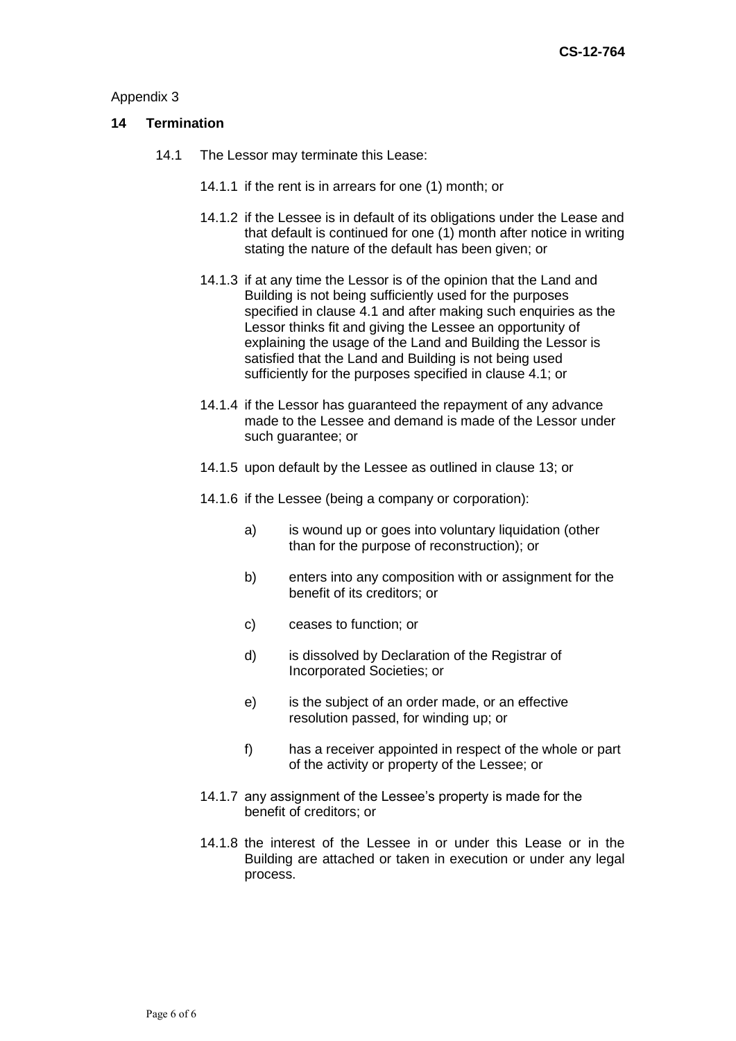Appendix 3

## 14 Termination

14.1 The Lessor may terminate this Lease:

14.1.1 if the rent is in arrears for one (1) month; or

14.1.2 if the Lessee is in default of its obligations under the Lease and that default is continued for one (1) month after notice in writing stating the nature of the default has been given; or

14.1.3 if at any time the Lessor is of the opinion that the Land and Building is not being sufficiently used for the purposes specified in clause 4.1 and after making such enquiries as the Lessor thinks fit and giving the Lessee an opportunity of explaining the usage of the Land and Building the Lessor is satisfied that the Land and Building is not being used sufficiently for the purposes specified in clause 4.1; or

14.1.4 if the Lessor has guaranteed the repayment of any advance made to the Lessee and demand is made of the Lessor under such guarantee; or

14.1.5 upon default by the Lessee as outlined in clause 13; or

14.1.6 if the Lessee (being a company or corporation):

a) is wound up or goes into voluntary liquidation (other than for the purpose of reconstruction); or

b) enters into any composition with or assignment for the benefit of its creditors; or

c) ceases to function; or

d) is dissolved by Declaration of the Registrar of Incorporated Societies; or

e) is the subject of an order made, or an effective resolution passed, for winding up; or

f) has a receiver appointed in respect of the whole or part of the activity or property of the Lessee; or

14.1.7 any assignment of the Lessee's property is made for the benefit of creditors; or

14.1.8 the interest of the Lessee in or under this Lease or in the Building are attached or taken in execution or under any legal process.